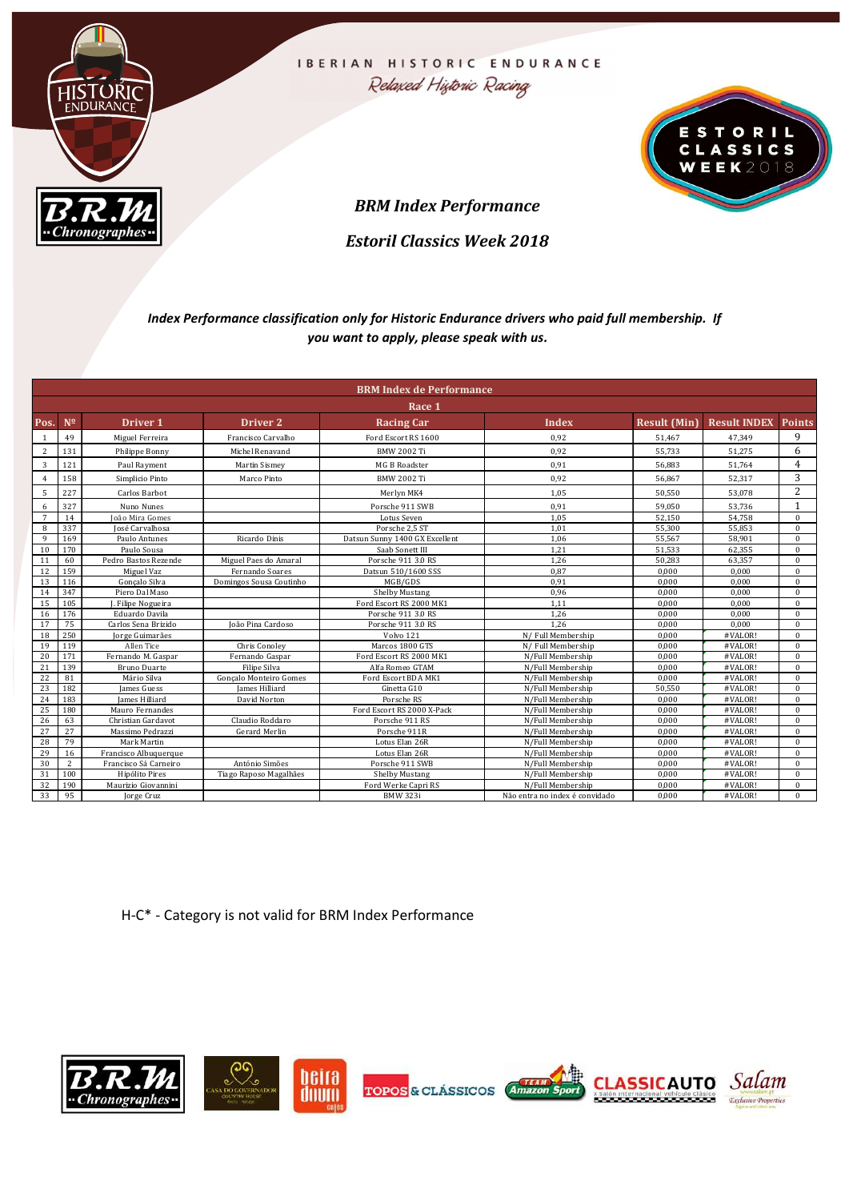IBERIAN HISTORIC ENDURANCE

*Relaxed Historic Racing*

## *BRM Index Performance*

## *Estoril Classics Week 2018*

***Index Performance classification only for Historic Endurance drivers who paid full membership. If you want to apply, please speak with us.***

| BRM Index de Performance | | | | | | | | |
|---|---|---|---|---|---|---|---|---|
| Race 1 | | | | | | | | |
| Pos. | Nº | Driver 1 | Driver 2 | Racing Car | Index | Result (Min) | Result INDEX | Points |
| 1 | 49 | Miguel Ferreira | Francisco Carvalho | Ford Escort RS 1600 | 0,92 | 51,467 | 47,349 | 9 |
| 2 | 131 | Philippe Bonny | Michel Renavand | BMW 2002 Ti | 0,92 | 55,733 | 51,275 | 6 |
| 3 | 121 | Paul Rayment | Martin Sismey | MG B Roadster | 0,91 | 56,883 | 51,764 | 4 |
| 4 | 158 | Simplicio Pinto | Marco Pinto | BMW 2002 Ti | 0,92 | 56,867 | 52,317 | 3 |
| 5 | 227 | Carlos Barbot | | Merlyn MK4 | 1,05 | 50,550 | 53,078 | 2 |
| 6 | 327 | Nuno Nunes | | Porsche 911 SWB | 0,91 | 59,050 | 53,736 | 1 |
| 7 | 14 | João Mira Gomes | | Lotus Seven | 1,05 | 52,150 | 54,758 | 0 |
| 8 | 337 | José Carvalhosa | | Porsche 2,5 ST | 1,01 | 55,300 | 55,853 | 0 |
| 9 | 169 | Paulo Antunes | Ricardo Dinis | Datsun Sunny 1400 GX Excellent | 1,06 | 55,567 | 58,901 | 0 |
| 10 | 170 | Paulo Sousa | | Saab Sonett III | 1,21 | 51,533 | 62,355 | 0 |
| 11 | 60 | Pedro Bastos Rezende | Miguel Paes do Amaral | Porsche 911 3.0 RS | 1,26 | 50,283 | 63,357 | 0 |
| 12 | 159 | Miguel Vaz | Fernando Soares | Datsun 510/1600 SSS | 0,87 | 0,000 | 0,000 | 0 |
| 13 | 116 | Gonçalo Silva | Domingos Sousa Coutinho | MGB/GDS | 0,91 | 0,000 | 0,000 | 0 |
| 14 | 347 | Piero Dal Maso | | Shelby Mustang | 0,96 | 0,000 | 0,000 | 0 |
| 15 | 105 | J. Filipe Nogueira | | Ford Escort RS 2000 MK1 | 1,11 | 0,000 | 0,000 | 0 |
| 16 | 176 | Eduardo Davila | | Porsche 911 3.0 RS | 1,26 | 0,000 | 0,000 | 0 |
| 17 | 75 | Carlos Sena Brizido | João Pina Cardoso | Porsche 911 3.0 RS | 1,26 | 0,000 | 0,000 | 0 |
| 18 | 250 | Jorge Guimarães | | Volvo 121 | N/ Full Membership | 0,000 | #VALOR! | 0 |
| 19 | 119 | Allen Tice | Chris Conoley | Marcos 1800 GTS | N/ Full Membership | 0,000 | #VALOR! | 0 |
| 20 | 171 | Fernando M. Gaspar | Fernando Gaspar | Ford Escort RS 2000 MK1 | N/Full Membership | 0,000 | #VALOR! | 0 |
| 21 | 139 | Bruno Duarte | Filipe Silva | Alfa Romeo GTAM | N/Full Membership | 0,000 | #VALOR! | 0 |
| 22 | 81 | Mário Silva | Gonçalo Monteiro Gomes | Ford Escort BDA MK1 | N/Full Membership | 0,000 | #VALOR! | 0 |
| 23 | 182 | James Guess | James Hilliard | Ginetta G10 | N/Full Membership | 50,550 | #VALOR! | 0 |
| 24 | 183 | James Hilliard | David Norton | Porsche RS | N/Full Membership | 0,000 | #VALOR! | 0 |
| 25 | 180 | Mauro Fernandes | | Ford Escort RS 2000 X-Pack | N/Full Membership | 0,000 | #VALOR! | 0 |
| 26 | 63 | Christian Gardavot | Claudio Roddaro | Porsche 911 RS | N/Full Membership | 0,000 | #VALOR! | 0 |
| 27 | 27 | Massimo Pedrazzi | Gerard Merlin | Porsche 911R | N/Full Membership | 0,000 | #VALOR! | 0 |
| 28 | 79 | Mark Martin | | Lotus Elan 26R | N/Full Membership | 0,000 | #VALOR! | 0 |
| 29 | 16 | Francisco Albuquerque | | Lotus Elan 26R | N/Full Membership | 0,000 | #VALOR! | 0 |
| 30 | 2 | Francisco Sá Carneiro | António Simões | Porsche 911 SWB | N/Full Membership | 0,000 | #VALOR! | 0 |
| 31 | 100 | Hipólito Pires | Tiago Raposo Magalhães | Shelby Mustang | N/Full Membership | 0,000 | #VALOR! | 0 |
| 32 | 190 | Maurizio Giovannini | | Ford Werke Capri RS | N/Full Membership | 0,000 | #VALOR! | 0 |
| 33 | 95 | Jorge Cruz | | BMW 323i | Não entra no index é convidado | 0,000 | #VALOR! | 0 |

H-C* - Category is not valid for BRM Index Performance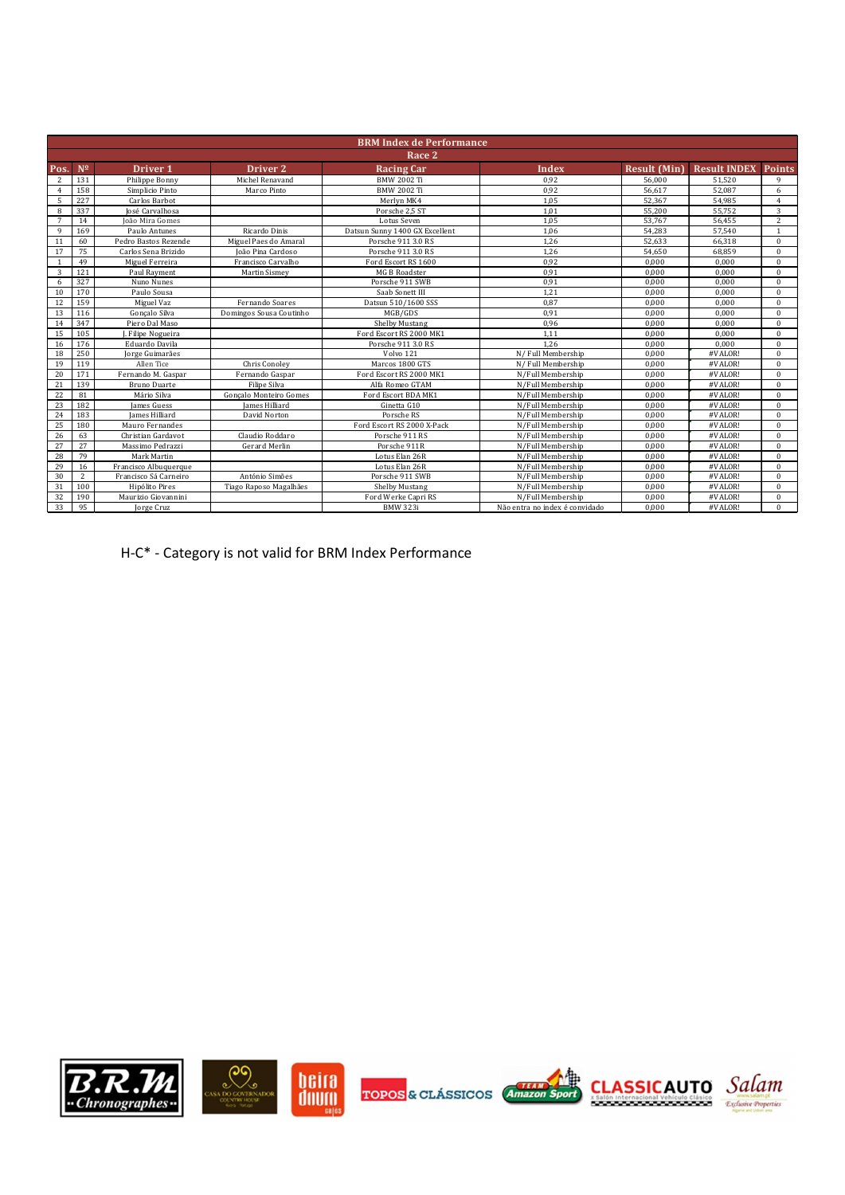| BRM Index de Performance | | | | | | | | |
|---|---|---|---|---|---|---|---|---|
| Race 2 | | | | | | | | |
| Pos. | Nº | Driver 1 | Driver 2 | Racing Car | Index | Result (Min) | Result INDEX | Points |
| 2 | 131 | Philippe Bonny | Michel Renavand | BMW 2002 Ti | 0,92 | 56,000 | 51,520 | 9 |
| 4 | 158 | Simplicio Pinto | Marco Pinto | BMW 2002 Ti | 0,92 | 56,617 | 52,087 | 6 |
| 5 | 227 | Carlos Barbot | | Merlyn MK4 | 1,05 | 52,367 | 54,985 | 4 |
| 8 | 337 | José Carvalhosa | | Porsche 2,5 ST | 1,01 | 55,200 | 55,752 | 3 |
| 7 | 14 | João Mira Gomes | | Lotus Seven | 1,05 | 53,767 | 56,455 | 2 |
| 9 | 169 | Paulo Antunes | Ricardo Dinis | Datsun Sunny 1400 GX Excellent | 1,06 | 54,283 | 57,540 | 1 |
| 11 | 60 | Pedro Bastos Rezende | Miguel Paes do Amaral | Porsche 911 3.0 RS | 1,26 | 52,633 | 66,318 | 0 |
| 17 | 75 | Carlos Sena Brizido | João Pina Cardoso | Porsche 911 3.0 RS | 1,26 | 54,650 | 68,859 | 0 |
| 1 | 49 | Miguel Ferreira | Francisco Carvalho | Ford Escort RS 1600 | 0,92 | 0,000 | 0,000 | 0 |
| 3 | 121 | Paul Rayment | Martin Sismey | MG B Roadster | 0,91 | 0,000 | 0,000 | 0 |
| 6 | 327 | Nuno Nunes | | Porsche 911 SWB | 0,91 | 0,000 | 0,000 | 0 |
| 10 | 170 | Paulo Sousa | | Saab Sonett III | 1,21 | 0,000 | 0,000 | 0 |
| 12 | 159 | Miguel Vaz | Fernando Soares | Datsun 510/1600 SSS | 0,87 | 0,000 | 0,000 | 0 |
| 13 | 116 | Gonçalo Silva | Domingos Sousa Coutinho | MGB/GDS | 0,91 | 0,000 | 0,000 | 0 |
| 14 | 347 | Piero Dal Maso | | Shelby Mustang | 0,96 | 0,000 | 0,000 | 0 |
| 15 | 105 | J. Filipe Nogueira | | Ford Escort RS 2000 MK1 | 1,11 | 0,000 | 0,000 | 0 |
| 16 | 176 | Eduardo Davila | | Porsche 911 3.0 RS | 1,26 | 0,000 | 0,000 | 0 |
| 18 | 250 | Jorge Guimarães | | Volvo 121 | N/ Full Membership | 0,000 | #VALOR! | 0 |
| 19 | 119 | Allen Tice | Chris Conoley | Marcos 1800 GTS | N/ Full Membership | 0,000 | #VALOR! | 0 |
| 20 | 171 | Fernando M. Gaspar | Fernando Gaspar | Ford Escort RS 2000 MK1 | N/Full Membership | 0,000 | #VALOR! | 0 |
| 21 | 139 | Bruno Duarte | Filipe Silva | Alfa Romeo GTAM | N/Full Membership | 0,000 | #VALOR! | 0 |
| 22 | 81 | Mário Silva | Gonçalo Monteiro Gomes | Ford Escort BDA MK1 | N/Full Membership | 0,000 | #VALOR! | 0 |
| 23 | 182 | James Guess | James Hilliard | Ginetta G10 | N/Full Membership | 0,000 | #VALOR! | 0 |
| 24 | 183 | James Hilliard | David Norton | Porsche RS | N/Full Membership | 0,000 | #VALOR! | 0 |
| 25 | 180 | Mauro Fernandes | | Ford Escort RS 2000 X-Pack | N/Full Membership | 0,000 | #VALOR! | 0 |
| 26 | 63 | Christian Gardavot | Claudio Roddaro | Porsche 911 RS | N/Full Membership | 0,000 | #VALOR! | 0 |
| 27 | 27 | Massimo Pedrazzi | Gerard Merlin | Porsche 911R | N/Full Membership | 0,000 | #VALOR! | 0 |
| 28 | 79 | Mark Martin | | Lotus Elan 26R | N/Full Membership | 0,000 | #VALOR! | 0 |
| 29 | 16 | Francisco Albuquerque | | Lotus Elan 26R | N/Full Membership | 0,000 | #VALOR! | 0 |
| 30 | 2 | Francisco Sá Carneiro | António Simões | Porsche 911 SWB | N/Full Membership | 0,000 | #VALOR! | 0 |
| 31 | 100 | Hipólito Pires | Tiago Raposo Magalhães | Shelby Mustang | N/Full Membership | 0,000 | #VALOR! | 0 |
| 32 | 190 | Maurizio Giovannini | | Ford Werke Capri RS | N/Full Membership | 0,000 | #VALOR! | 0 |
| 33 | 95 | Jorge Cruz | | BMW 323i | Não entra no index é convidado | 0,000 | #VALOR! | 0 |

H-C* - Category is not valid for BRM Index Performance